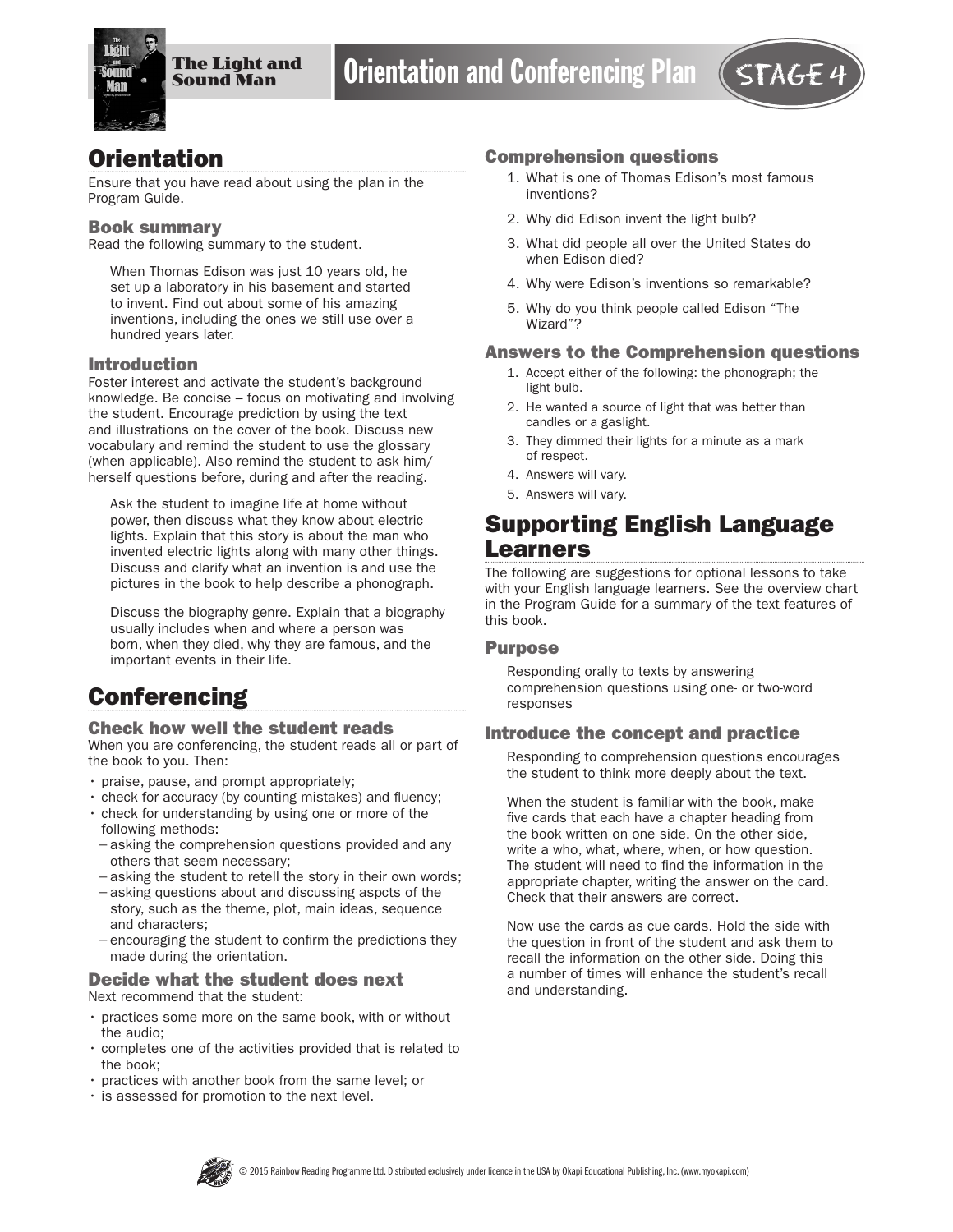# The Light and Sound Man

# Orientation and Conferencing Plan

STAGE 4

## Orientation

Ensure that you have read about using the plan in the Program Guide.

### Book summary

Read the following summary to the student.

> When Thomas Edison was just 10 years old, he set up a laboratory in his basement and started to invent. Find out about some of his amazing inventions, including the ones we still use over a hundred years later.

### Introduction

Foster interest and activate the student's background knowledge. Be concise – focus on motivating and involving the student. Encourage prediction by using the text and illustrations on the cover of the book. Discuss new vocabulary and remind the student to use the glossary (when applicable). Also remind the student to ask him/herself questions before, during and after the reading.

> Ask the student to imagine life at home without power, then discuss what they know about electric lights. Explain that this story is about the man who invented electric lights along with many other things. Discuss and clarify what an invention is and use the pictures in the book to help describe a phonograph.
>
> Discuss the biography genre. Explain that a biography usually includes when and where a person was born, when they died, why they are famous, and the important events in their life.

## Conferencing

### Check how well the student reads

When you are conferencing, the student reads all or part of the book to you. Then:

- praise, pause, and prompt appropriately;
- check for accuracy (by counting mistakes) and fluency;
- check for understanding by using one or more of the following methods:
  - asking the comprehension questions provided and any others that seem necessary;
  - asking the student to retell the story in their own words;
  - asking questions about and discussing aspcts of the story, such as the theme, plot, main ideas, sequence and characters;
  - encouraging the student to confirm the predictions they made during the orientation.

### Decide what the student does next

Next recommend that the student:

- practices some more on the same book, with or without the audio;
- completes one of the activities provided that is related to the book;
- practices with another book from the same level; or
- is assessed for promotion to the next level.

### Comprehension questions

1. What is one of Thomas Edison's most famous inventions?
2. Why did Edison invent the light bulb?
3. What did people all over the United States do when Edison died?
4. Why were Edison's inventions so remarkable?
5. Why do you think people called Edison "The Wizard"?

### Answers to the Comprehension questions

1. Accept either of the following: the phonograph; the light bulb.
2. He wanted a source of light that was better than candles or a gaslight.
3. They dimmed their lights for a minute as a mark of respect.
4. Answers will vary.
5. Answers will vary.

## Supporting English Language Learners

The following are suggestions for optional lessons to take with your English language learners. See the overview chart in the Program Guide for a summary of the text features of this book.

### Purpose

> Responding orally to texts by answering comprehension questions using one- or two-word responses

### Introduce the concept and practice

> Responding to comprehension questions encourages the student to think more deeply about the text.
>
> When the student is familiar with the book, make five cards that each have a chapter heading from the book written on one side. On the other side, write a who, what, where, when, or how question. The student will need to find the information in the appropriate chapter, writing the answer on the card. Check that their answers are correct.
>
> Now use the cards as cue cards. Hold the side with the question in front of the student and ask them to recall the information on the other side. Doing this a number of times will enhance the student's recall and understanding.

© 2015 Rainbow Reading Programme Ltd. Distributed exclusively under licence in the USA by Okapi Educational Publishing, Inc. (www.myokapi.com)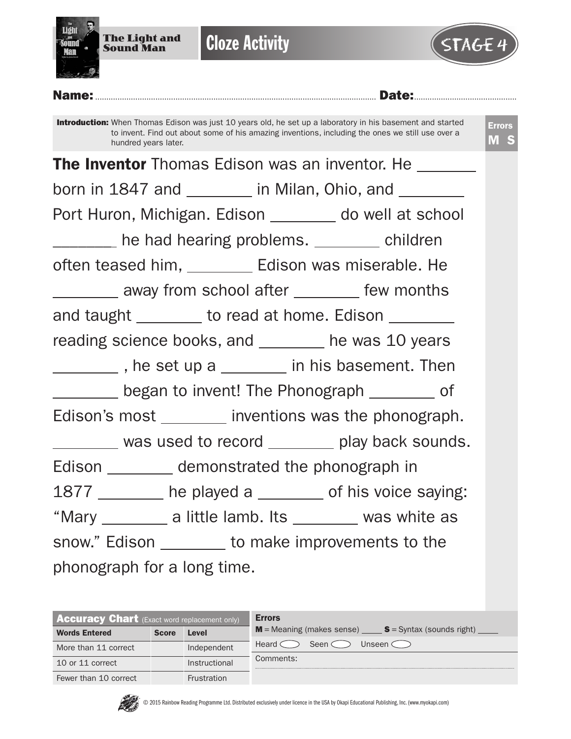# The Light and Sound Man

## Cloze Activity

STAGE 4

**Name:** ............................................ **Date:** ............................

**Introduction:** When Thomas Edison was just 10 years old, he set up a laboratory in his basement and started to invent. Find out about some of his amazing inventions, including the ones we still use over a hundred years later.

**Errors**
**M S**

**The Inventor** Thomas Edison was an inventor. He ________ born in 1847 and ________ in Milan, Ohio, and ________ Port Huron, Michigan. Edison ________ do well at school ________ he had hearing problems. ________ children often teased him, ________ Edison was miserable. He ________ away from school after ________ few months and taught ________ to read at home. Edison ________ reading science books, and ________ he was 10 years ________ , he set up a ________ in his basement. Then ________ began to invent! The Phonograph ________ of Edison's most ________ inventions was the phonograph. ________ was used to record ________ play back sounds. Edison ________ demonstrated the phonograph in 1877 ________ he played a ________ of his voice saying: "Mary ________ a little lamb. Its ________ was white as snow." Edison ________ to make improvements to the phonograph for a long time.

**Accuracy Chart** (Exact word replacement only)

| Words Entered | Score | Level |
|---|---|---|
| More than 11 correct | | Independent |
| 10 or 11 correct | | Instructional |
| Fewer than 10 correct | | Frustration |

**Errors**

**M** = Meaning (makes sense) ____ **S** = Syntax (sounds right) ____

Heard ◯ Seen ◯ Unseen ◯

Comments:

© 2015 Rainbow Reading Programme Ltd. Distributed exclusively under licence in the USA by Okapi Educational Publishing, Inc. (www.myokapi.com)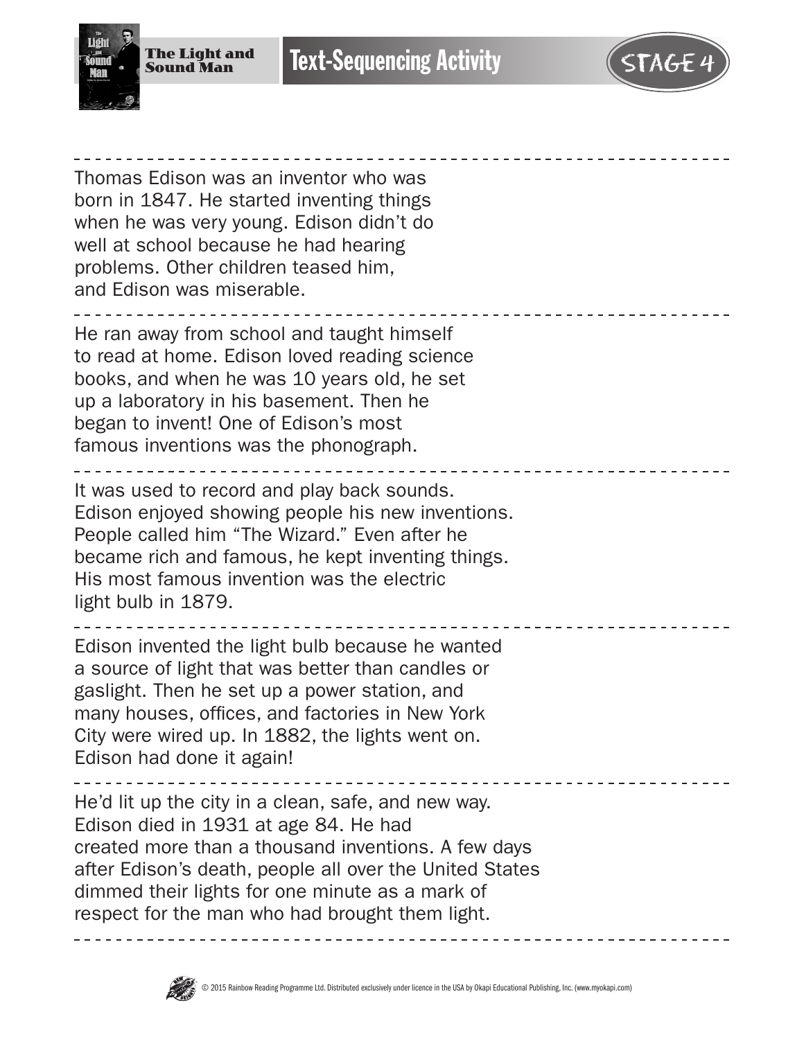# Text-Sequencing Activity

Thomas Edison was an inventor who was born in 1847. He started inventing things when he was very young. Edison didn't do well at school because he had hearing problems. Other children teased him, and Edison was miserable.

---

He ran away from school and taught himself to read at home. Edison loved reading science books, and when he was 10 years old, he set up a laboratory in his basement. Then he began to invent! One of Edison's most famous inventions was the phonograph.

---

It was used to record and play back sounds. Edison enjoyed showing people his new inventions. People called him "The Wizard." Even after he became rich and famous, he kept inventing things. His most famous invention was the electric light bulb in 1879.

---

Edison invented the light bulb because he wanted a source of light that was better than candles or gaslight. Then he set up a power station, and many houses, offices, and factories in New York City were wired up. In 1882, the lights went on. Edison had done it again!

---

He'd lit up the city in a clean, safe, and new way. Edison died in 1931 at age 84. He had created more than a thousand inventions. A few days after Edison's death, people all over the United States dimmed their lights for one minute as a mark of respect for the man who had brought them light.

© 2015 Rainbow Reading Programme Ltd. Distributed exclusively under licence in the USA by Okapi Educational Publishing, Inc. (www.myokapi.com)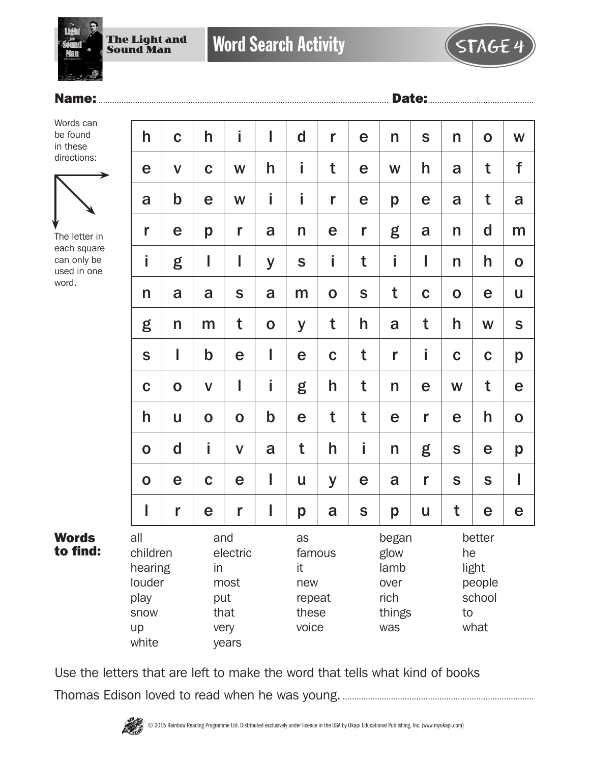# The Light and Sound Man

## Word Search Activity

STAGE 4

**Name:** ............................................................ **Date:** ..........................................

Words can be found in these directions: → ↘ ↓

The letter in each square can only be used in one word.

| | | | | | | | | | | | | |
|---|---|---|---|---|---|---|---|---|---|---|---|---|
| h | c | h | i | l | d | r | e | n | s | n | o | w |
| e | v | c | w | h | i | t | e | w | h | a | t | f |
| a | b | e | w | i | i | r | e | p | e | a | t | a |
| r | e | p | r | a | n | e | r | g | a | n | d | m |
| i | g | l | l | y | s | i | t | i | l | n | h | o |
| n | a | a | s | a | m | o | s | t | c | o | e | u |
| g | n | m | t | o | y | t | h | a | t | h | w | s |
| s | l | b | e | l | e | c | t | r | i | c | c | p |
| c | o | v | l | i | g | h | t | n | e | w | t | e |
| h | u | o | o | b | e | t | t | e | r | e | h | o |
| o | d | i | v | a | t | h | i | n | g | s | e | p |
| o | e | c | e | l | u | y | e | a | r | s | s | l |
| l | r | e | r | l | p | a | s | p | u | t | e | e |

**Words to find:**

| | | | | |
|---|---|---|---|---|
| all | and | as | began | better |
| children | electric | famous | glow | he |
| hearing | in | it | lamb | light |
| louder | most | new | over | people |
| play | put | repeat | rich | school |
| snow | that | these | things | to |
| up | very | voice | was | what |
| white | years | | | |

Use the letters that are left to make the word that tells what kind of books Thomas Edison loved to read when he was young. ..............................................................

© 2015 Rainbow Reading Programme Ltd. Distributed exclusively under licence in the USA by Okapi Educational Publishing, Inc. (www.myokapi.com)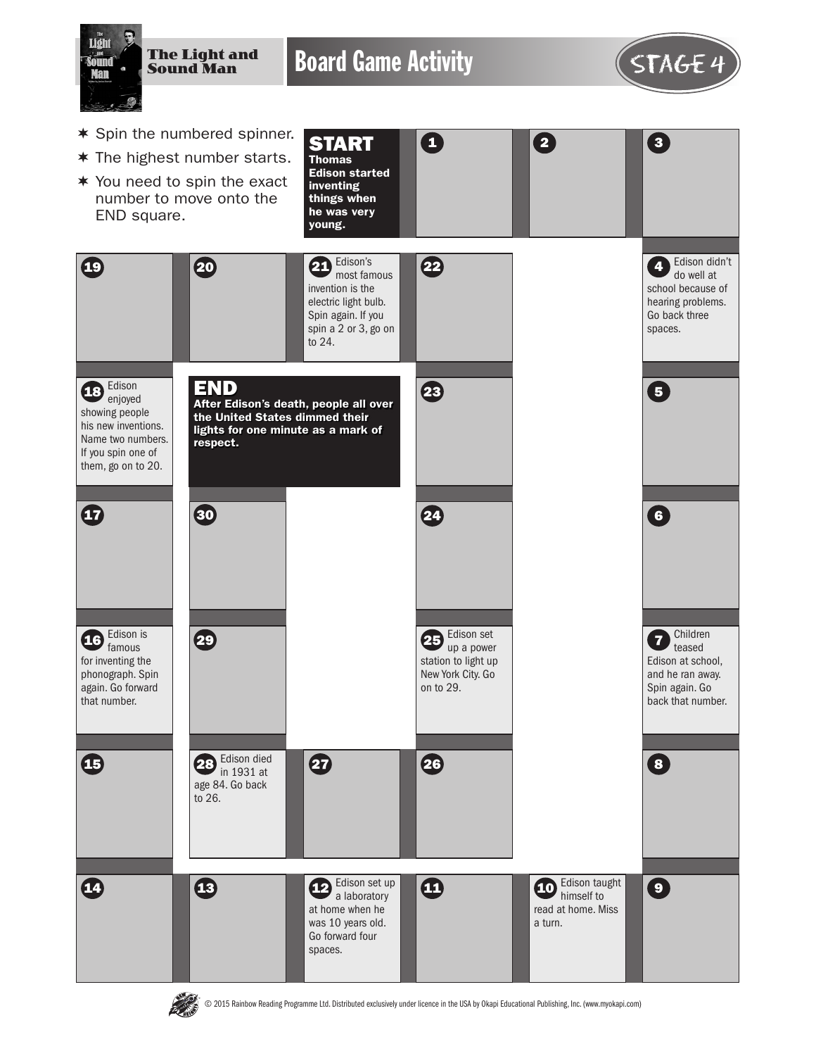# The Light and Sound Man

## Board Game Activity

STAGE 4

- ✶ Spin the numbered spinner.
- ✶ The highest number starts.
- ✶ You need to spin the exact number to move onto the END square.

**START** **Thomas Edison started inventing things when he was very young.**

**1**

**2**

**3**

**4** Edison didn't do well at school because of hearing problems. Go back three spaces.

**5**

**6**

**7** Children teased Edison at school, and he ran away. Spin again. Go back that number.

**8**

**9**

**10** Edison taught himself to read at home. Miss a turn.

**11**

**12** Edison set up a laboratory at home when he was 10 years old. Go forward four spaces.

**13**

**14**

**15**

**16** Edison is famous for inventing the phonograph. Spin again. Go forward that number.

**17**

**18** Edison enjoyed showing people his new inventions. Name two numbers. If you spin one of them, go on to 20.

**19**

**20**

**21** Edison's most famous invention is the electric light bulb. Spin again. If you spin a 2 or 3, go on to 24.

**22**

**23**

**24**

**25** Edison set up a power station to light up New York City. Go on to 29.

**26**

**27**

**28** Edison died in 1931 at age 84. Go back to 26.

**29**

**30**

**END** **After Edison's death, people all over the United States dimmed their lights for one minute as a mark of respect.**

© 2015 Rainbow Reading Programme Ltd. Distributed exclusively under licence in the USA by Okapi Educational Publishing, Inc. (www.myokapi.com)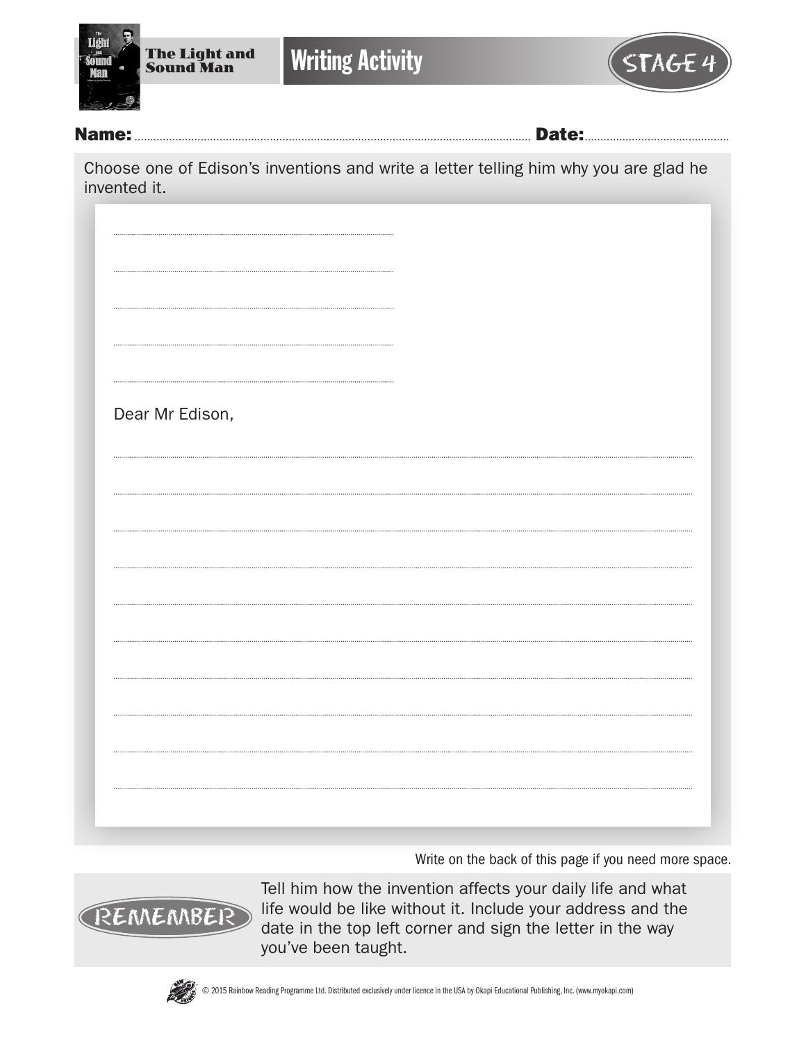**The Light and Sound Man**

# Writing Activity

STAGE 4

**Name:** .................................................................................................... **Date:** ..........................................

Choose one of Edison's inventions and write a letter telling him why you are glad he invented it.

..............................................................

..............................................................

..............................................................

..............................................................

..............................................................

Dear Mr Edison,

..............................................................................................................................

..............................................................................................................................

..............................................................................................................................

..............................................................................................................................

..............................................................................................................................

..............................................................................................................................

..............................................................................................................................

..............................................................................................................................

..............................................................................................................................

..............................................................................................................................

Write on the back of this page if you need more space.

**REMEMBER** Tell him how the invention affects your daily life and what life would be like without it. Include your address and the date in the top left corner and sign the letter in the way you've been taught.

© 2015 Rainbow Reading Programme Ltd. Distributed exclusively under licence in the USA by Okapi Educational Publishing, Inc. (www.myokapi.com)